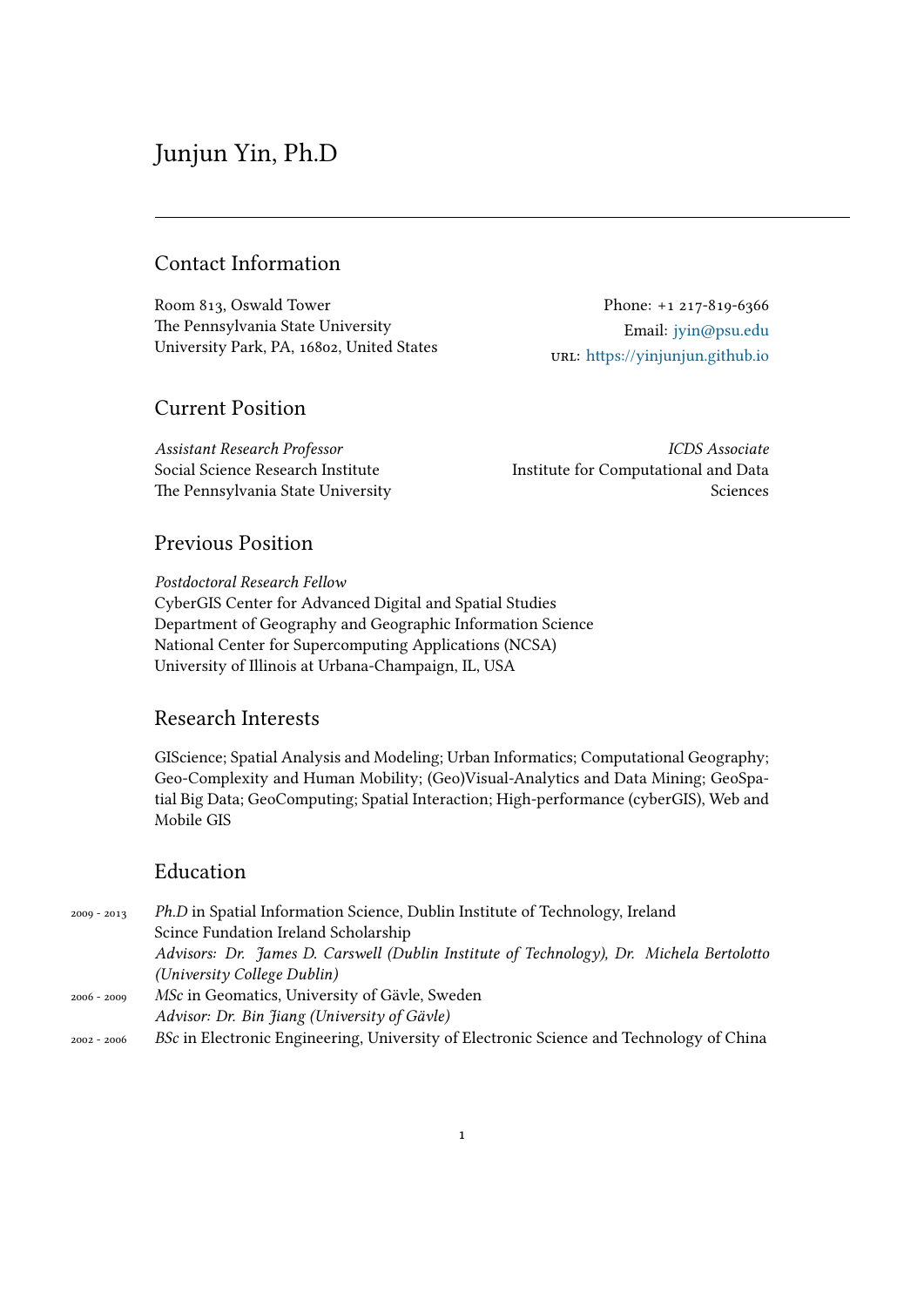# Junjun Yin, Ph.D

## Contact Information

Room 813, Oswald Tower
The Pennsylvania State University
University Park, PA, 16802, United States

Phone: +1 217-819-6366
Email: jyin@psu.edu
URL: https://yinjunjun.github.io

## Current Position

*Assistant Research Professor*
Social Science Research Institute
The Pennsylvania State University

*ICDS Associate*
Institute for Computational and Data Sciences

## Previous Position

*Postdoctoral Research Fellow*
CyberGIS Center for Advanced Digital and Spatial Studies
Department of Geography and Geographic Information Science
National Center for Supercomputing Applications (NCSA)
University of Illinois at Urbana-Champaign, IL, USA

## Research Interests

GIScience; Spatial Analysis and Modeling; Urban Informatics; Computational Geography; Geo-Complexity and Human Mobility; (Geo)Visual-Analytics and Data Mining; GeoSpatial Big Data; GeoComputing; Spatial Interaction; High-performance (cyberGIS), Web and Mobile GIS

## Education

2009 - 2013 *Ph.D* in Spatial Information Science, Dublin Institute of Technology, Ireland
Scince Fundation Ireland Scholarship
*Advisors: Dr. James D. Carswell (Dublin Institute of Technology), Dr. Michela Bertolotto (University College Dublin)*

2006 - 2009 *MSc* in Geomatics, University of Gävle, Sweden
*Advisor: Dr. Bin Jiang (University of Gävle)*

2002 - 2006 *BSc* in Electronic Engineering, University of Electronic Science and Technology of China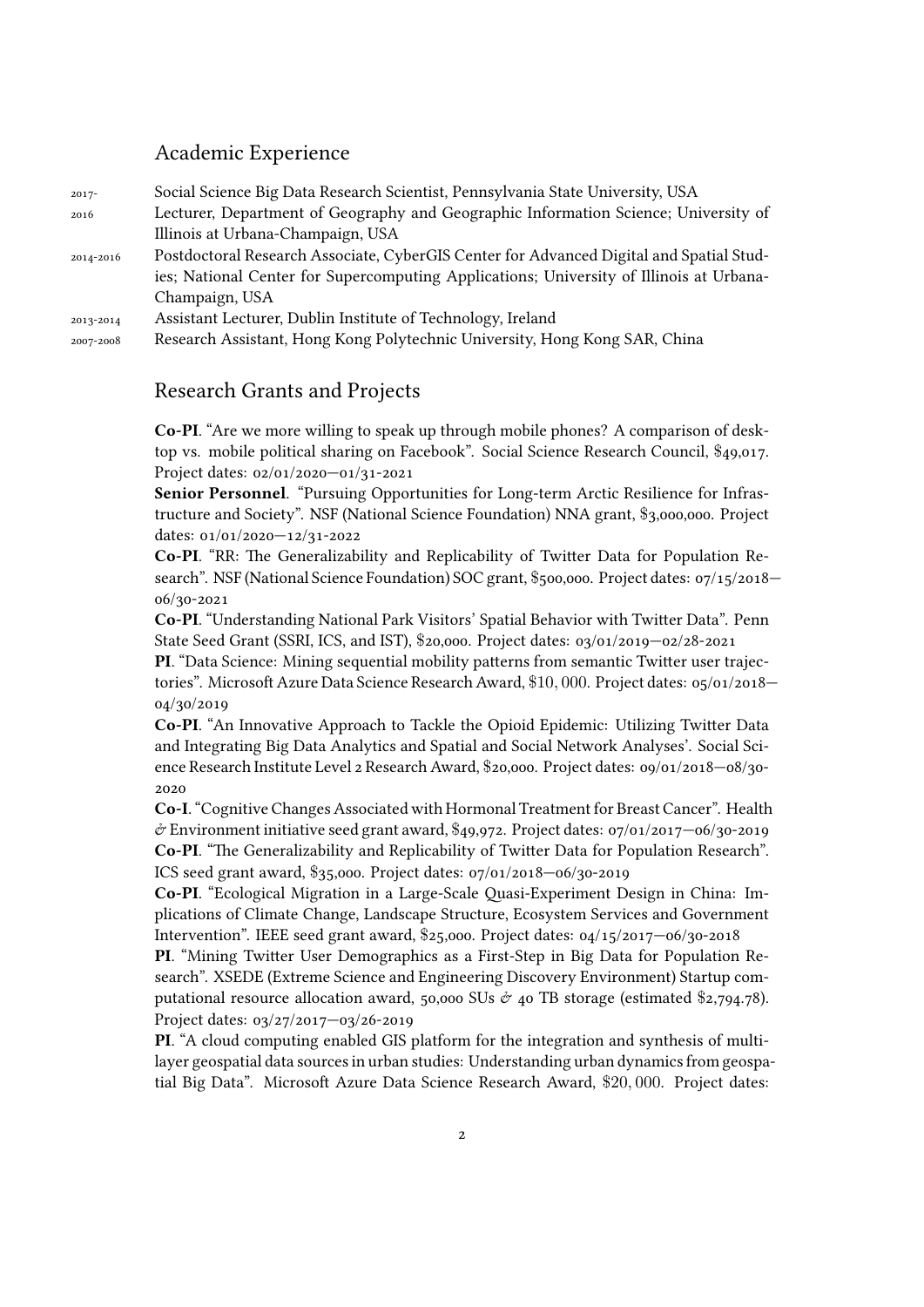## Academic Experience

2017- Social Science Big Data Research Scientist, Pennsylvania State University, USA

2016 Lecturer, Department of Geography and Geographic Information Science; University of Illinois at Urbana-Champaign, USA

2014-2016 Postdoctoral Research Associate, CyberGIS Center for Advanced Digital and Spatial Studies; National Center for Supercomputing Applications; University of Illinois at Urbana-Champaign, USA

2013-2014 Assistant Lecturer, Dublin Institute of Technology, Ireland

2007-2008 Research Assistant, Hong Kong Polytechnic University, Hong Kong SAR, China

## Research Grants and Projects

**Co-PI**. "Are we more willing to speak up through mobile phones? A comparison of desktop vs. mobile political sharing on Facebook". Social Science Research Council, $49,017. Project dates: 02/01/2020—01/31-2021

**Senior Personnel**. "Pursuing Opportunities for Long-term Arctic Resilience for Infrastructure and Society". NSF (National Science Foundation) NNA grant, $3,000,000. Project dates: 01/01/2020—12/31-2022

**Co-PI**. "RR: The Generalizability and Replicability of Twitter Data for Population Research". NSF (National Science Foundation) SOC grant, $500,000. Project dates: 07/15/2018—06/30-2021

**Co-PI**. "Understanding National Park Visitors' Spatial Behavior with Twitter Data". Penn State Seed Grant (SSRI, ICS, and IST), $20,000. Project dates: 03/01/2019—02/28-2021

**PI**. "Data Science: Mining sequential mobility patterns from semantic Twitter user trajectories". Microsoft Azure Data Science Research Award, $10,000. Project dates: 05/01/2018—04/30/2019

**Co-PI**. "An Innovative Approach to Tackle the Opioid Epidemic: Utilizing Twitter Data and Integrating Big Data Analytics and Spatial and Social Network Analyses'. Social Science Research Institute Level 2 Research Award, $20,000. Project dates: 09/01/2018—08/30-2020

**Co-I**. "Cognitive Changes Associated with Hormonal Treatment for Breast Cancer". Health & Environment initiative seed grant award, $49,972. Project dates: 07/01/2017—06/30-2019

**Co-PI**. "The Generalizability and Replicability of Twitter Data for Population Research". ICS seed grant award, $35,000. Project dates: 07/01/2018—06/30-2019

**Co-PI**. "Ecological Migration in a Large-Scale Quasi-Experiment Design in China: Implications of Climate Change, Landscape Structure, Ecosystem Services and Government Intervention". IEEE seed grant award, $25,000. Project dates: 04/15/2017—06/30-2018

**PI**. "Mining Twitter User Demographics as a First-Step in Big Data for Population Research". XSEDE (Extreme Science and Engineering Discovery Environment) Startup computational resource allocation award, 50,000 SUs & 40 TB storage (estimated $2,794.78). Project dates: 03/27/2017—03/26-2019

**PI**. "A cloud computing enabled GIS platform for the integration and synthesis of multi-layer geospatial data sources in urban studies: Understanding urban dynamics from geospatial Big Data". Microsoft Azure Data Science Research Award, $20,000. Project dates: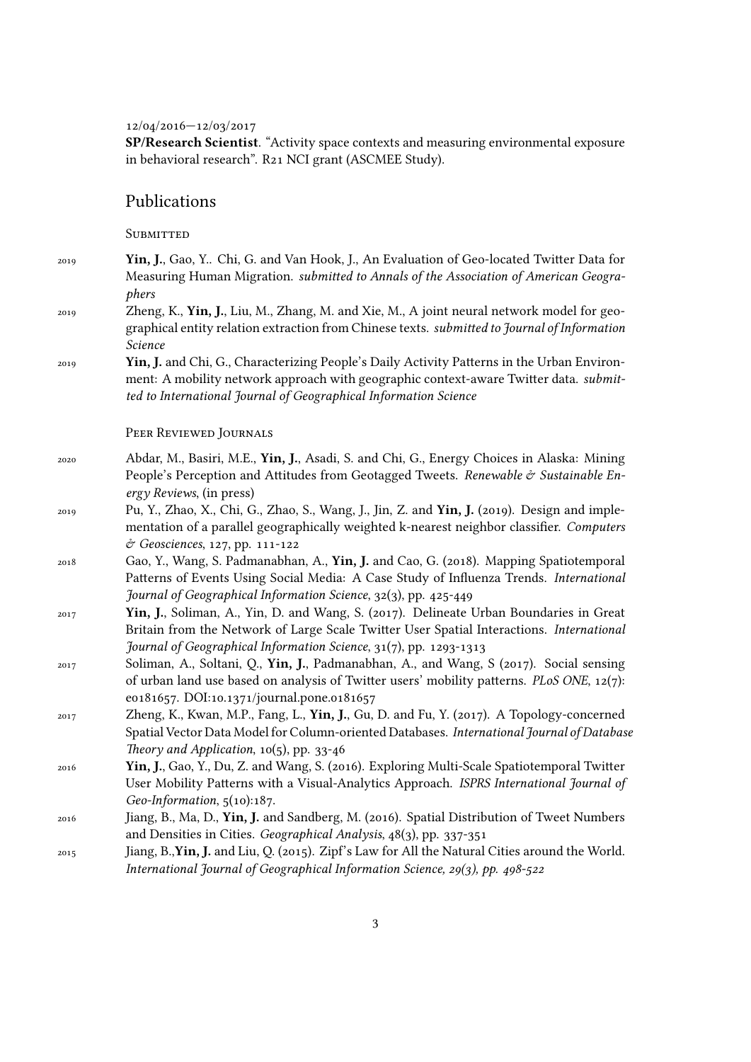12/04/2016—12/03/2017

**SP/Research Scientist**. "Activity space contexts and measuring environmental exposure in behavioral research". R21 NCI grant (ASCMEE Study).

## Publications

### Submitted

2019 **Yin, J.**, Gao, Y.. Chi, G. and Van Hook, J., An Evaluation of Geo-located Twitter Data for Measuring Human Migration. *submitted to Annals of the Association of American Geographers*

2019 Zheng, K., **Yin, J.**, Liu, M., Zhang, M. and Xie, M., A joint neural network model for geographical entity relation extraction from Chinese texts. *submitted to Journal of Information Science*

2019 **Yin, J.** and Chi, G., Characterizing People's Daily Activity Patterns in the Urban Environment: A mobility network approach with geographic context-aware Twitter data. *submitted to International Journal of Geographical Information Science*

### Peer Reviewed Journals

2020 Abdar, M., Basiri, M.E., **Yin, J.**, Asadi, S. and Chi, G., Energy Choices in Alaska: Mining People's Perception and Attitudes from Geotagged Tweets. *Renewable & Sustainable Energy Reviews*, (in press)

2019 Pu, Y., Zhao, X., Chi, G., Zhao, S., Wang, J., Jin, Z. and **Yin, J.** (2019). Design and implementation of a parallel geographically weighted k-nearest neighbor classifier. *Computers & Geosciences*, 127, pp. 111-122

2018 Gao, Y., Wang, S. Padmanabhan, A., **Yin, J.** and Cao, G. (2018). Mapping Spatiotemporal Patterns of Events Using Social Media: A Case Study of Influenza Trends. *International Journal of Geographical Information Science*, 32(3), pp. 425-449

2017 **Yin, J.**, Soliman, A., Yin, D. and Wang, S. (2017). Delineate Urban Boundaries in Great Britain from the Network of Large Scale Twitter User Spatial Interactions. *International Journal of Geographical Information Science*, 31(7), pp. 1293-1313

2017 Soliman, A., Soltani, Q., **Yin, J.**, Padmanabhan, A., and Wang, S (2017). Social sensing of urban land use based on analysis of Twitter users' mobility patterns. *PLoS ONE*, 12(7): e0181657. DOI:10.1371/journal.pone.0181657

2017 Zheng, K., Kwan, M.P., Fang, L., **Yin, J.**, Gu, D. and Fu, Y. (2017). A Topology-concerned Spatial Vector Data Model for Column-oriented Databases. *International Journal of Database Theory and Application*, 10(5), pp. 33-46

2016 **Yin, J.**, Gao, Y., Du, Z. and Wang, S. (2016). Exploring Multi-Scale Spatiotemporal Twitter User Mobility Patterns with a Visual-Analytics Approach. *ISPRS International Journal of Geo-Information*, 5(10):187.

2016 Jiang, B., Ma, D., **Yin, J.** and Sandberg, M. (2016). Spatial Distribution of Tweet Numbers and Densities in Cities. *Geographical Analysis*, 48(3), pp. 337-351

2015 Jiang, B.,**Yin, J.** and Liu, Q. (2015). Zipf's Law for All the Natural Cities around the World. *International Journal of Geographical Information Science, 29(3), pp. 498-522*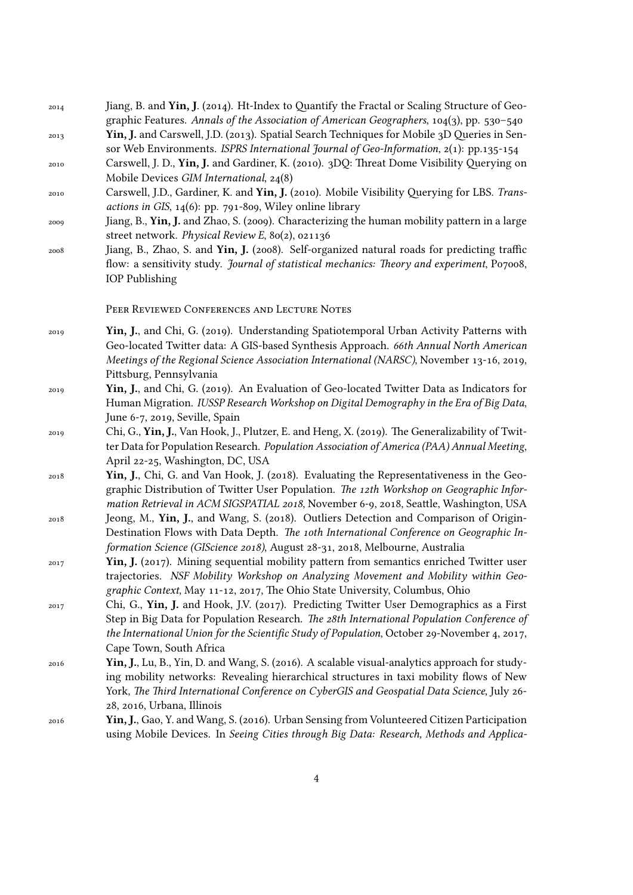2014 Jiang, B. and **Yin, J**. (2014). Ht-Index to Quantify the Fractal or Scaling Structure of Geographic Features. *Annals of the Association of American Geographers*, 104(3), pp. 530–540

2013 **Yin, J.** and Carswell, J.D. (2013). Spatial Search Techniques for Mobile 3D Queries in Sensor Web Environments. *ISPRS International Journal of Geo-Information*, 2(1): pp.135-154

2010 Carswell, J. D., **Yin, J.** and Gardiner, K. (2010). 3DQ: Threat Dome Visibility Querying on Mobile Devices *GIM International*, 24(8)

2010 Carswell, J.D., Gardiner, K. and **Yin, J.** (2010). Mobile Visibility Querying for LBS. *Transactions in GIS*, 14(6): pp. 791-809, Wiley online library

2009 Jiang, B., **Yin, J.** and Zhao, S. (2009). Characterizing the human mobility pattern in a large street network. *Physical Review E*, 80(2), 021136

2008 Jiang, B., Zhao, S. and **Yin, J.** (2008). Self-organized natural roads for predicting traffic flow: a sensitivity study. *Journal of statistical mechanics: Theory and experiment*, P07008, IOP Publishing

### Peer Reviewed Conferences and Lecture Notes

2019 **Yin, J.**, and Chi, G. (2019). Understanding Spatiotemporal Urban Activity Patterns with Geo-located Twitter data: A GIS-based Synthesis Approach. *66th Annual North American Meetings of the Regional Science Association International (NARSC)*, November 13-16, 2019, Pittsburg, Pennsylvania

2019 **Yin, J.**, and Chi, G. (2019). An Evaluation of Geo-located Twitter Data as Indicators for Human Migration. *IUSSP Research Workshop on Digital Demography in the Era of Big Data*, June 6-7, 2019, Seville, Spain

2019 Chi, G., **Yin, J.**, Van Hook, J., Plutzer, E. and Heng, X. (2019). The Generalizability of Twitter Data for Population Research. *Population Association of America (PAA) Annual Meeting*, April 22-25, Washington, DC, USA

2018 **Yin, J.**, Chi, G. and Van Hook, J. (2018). Evaluating the Representativeness in the Geographic Distribution of Twitter User Population. *The 12th Workshop on Geographic Information Retrieval in ACM SIGSPATIAL 2018*, November 6-9, 2018, Seattle, Washington, USA

2018 Jeong, M., **Yin, J.**, and Wang, S. (2018). Outliers Detection and Comparison of Origin-Destination Flows with Data Depth. *The 10th International Conference on Geographic Information Science (GIScience 2018)*, August 28-31, 2018, Melbourne, Australia

2017 **Yin, J.** (2017). Mining sequential mobility pattern from semantics enriched Twitter user trajectories. *NSF Mobility Workshop on Analyzing Movement and Mobility within Geographic Context*, May 11-12, 2017, The Ohio State University, Columbus, Ohio

2017 Chi, G., **Yin, J.** and Hook, J.V. (2017). Predicting Twitter User Demographics as a First Step in Big Data for Population Research. *The 28th International Population Conference of the International Union for the Scientific Study of Population*, October 29-November 4, 2017, Cape Town, South Africa

2016 **Yin, J.**, Lu, B., Yin, D. and Wang, S. (2016). A scalable visual-analytics approach for studying mobility networks: Revealing hierarchical structures in taxi mobility flows of New York, *The Third International Conference on CyberGIS and Geospatial Data Science*, July 26-28, 2016, Urbana, Illinois

2016 **Yin, J.**, Gao, Y. and Wang, S. (2016). Urban Sensing from Volunteered Citizen Participation using Mobile Devices. In *Seeing Cities through Big Data: Research, Methods and Applica-*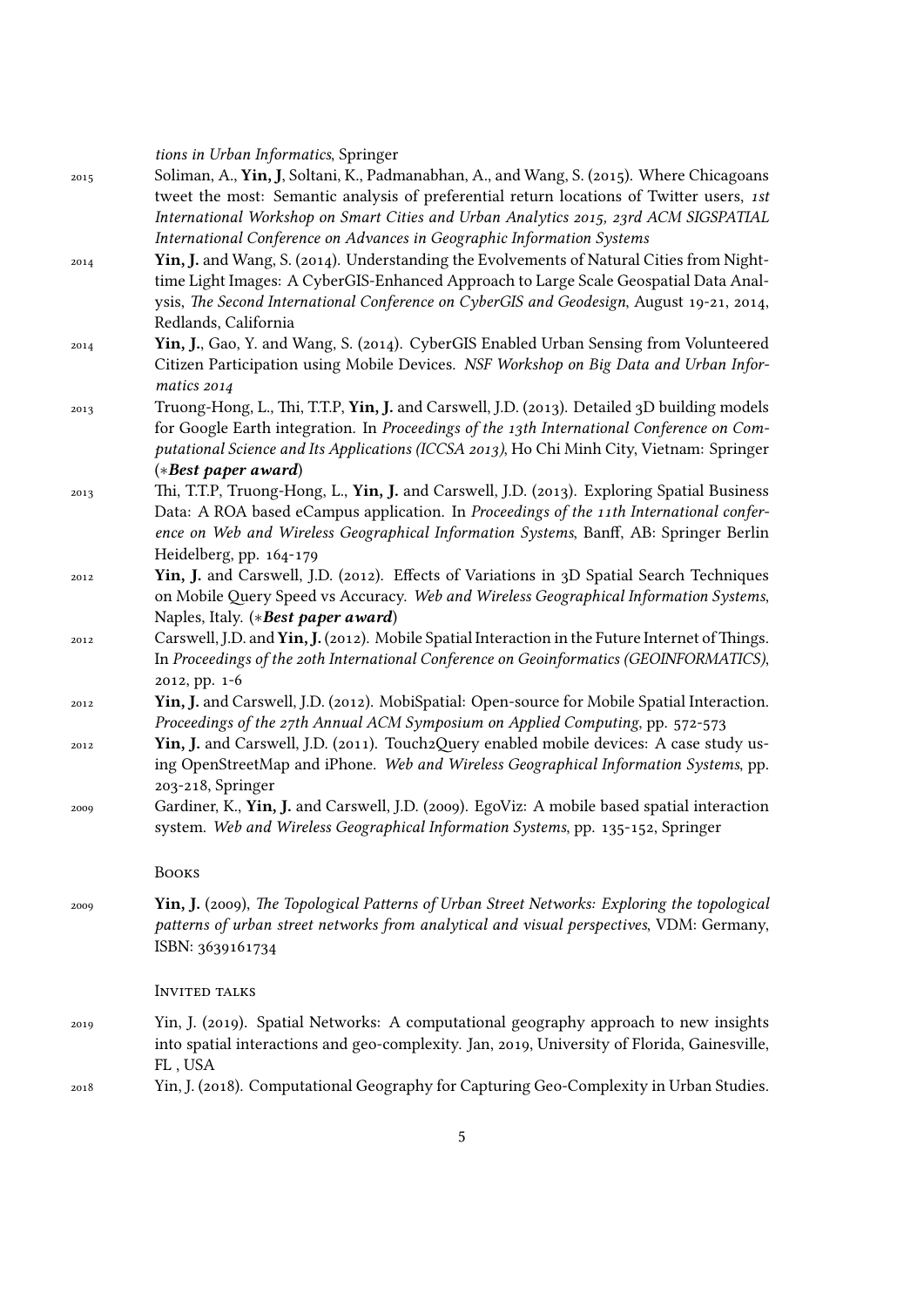*tions in Urban Informatics*, Springer

2015 Soliman, A., **Yin, J**, Soltani, K., Padmanabhan, A., and Wang, S. (2015). Where Chicagoans tweet the most: Semantic analysis of preferential return locations of Twitter users, *1st International Workshop on Smart Cities and Urban Analytics 2015, 23rd ACM SIGSPATIAL International Conference on Advances in Geographic Information Systems*

2014 **Yin, J.** and Wang, S. (2014). Understanding the Evolvements of Natural Cities from Nighttime Light Images: A CyberGIS-Enhanced Approach to Large Scale Geospatial Data Analysis, *The Second International Conference on CyberGIS and Geodesign*, August 19-21, 2014, Redlands, California

2014 **Yin, J.**, Gao, Y. and Wang, S. (2014). CyberGIS Enabled Urban Sensing from Volunteered Citizen Participation using Mobile Devices. *NSF Workshop on Big Data and Urban Informatics 2014*

2013 Truong-Hong, L., Thi, T.T.P, **Yin, J.** and Carswell, J.D. (2013). Detailed 3D building models for Google Earth integration. In *Proceedings of the 13th International Conference on Computational Science and Its Applications (ICCSA 2013)*, Ho Chi Minh City, Vietnam: Springer (∗***Best paper award***)

2013 Thi, T.T.P, Truong-Hong, L., **Yin, J.** and Carswell, J.D. (2013). Exploring Spatial Business Data: A ROA based eCampus application. In *Proceedings of the 11th International conference on Web and Wireless Geographical Information Systems*, Banff, AB: Springer Berlin Heidelberg, pp. 164-179

2012 **Yin, J.** and Carswell, J.D. (2012). Effects of Variations in 3D Spatial Search Techniques on Mobile Query Speed vs Accuracy. *Web and Wireless Geographical Information Systems*, Naples, Italy. (∗***Best paper award***)

2012 Carswell, J.D. and **Yin, J.** (2012). Mobile Spatial Interaction in the Future Internet of Things. In *Proceedings of the 20th International Conference on Geoinformatics (GEOINFORMATICS)*, 2012, pp. 1-6

2012 **Yin, J.** and Carswell, J.D. (2012). MobiSpatial: Open-source for Mobile Spatial Interaction. *Proceedings of the 27th Annual ACM Symposium on Applied Computing*, pp. 572-573

2012 **Yin, J.** and Carswell, J.D. (2011). Touch2Query enabled mobile devices: A case study using OpenStreetMap and iPhone. *Web and Wireless Geographical Information Systems*, pp. 203-218, Springer

2009 Gardiner, K., **Yin, J.** and Carswell, J.D. (2009). EgoViz: A mobile based spatial interaction system. *Web and Wireless Geographical Information Systems*, pp. 135-152, Springer

## Books

2009 **Yin, J.** (2009), *The Topological Patterns of Urban Street Networks: Exploring the topological patterns of urban street networks from analytical and visual perspectives*, VDM: Germany, ISBN: 3639161734

## Invited talks

2019 Yin, J. (2019). Spatial Networks: A computational geography approach to new insights into spatial interactions and geo-complexity. Jan, 2019, University of Florida, Gainesville, FL , USA

2018 Yin, J. (2018). Computational Geography for Capturing Geo-Complexity in Urban Studies.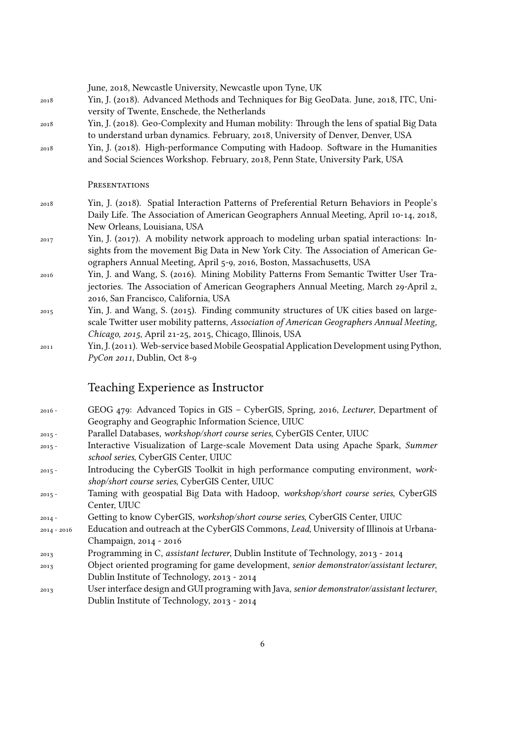June, 2018, Newcastle University, Newcastle upon Tyne, UK

2018 Yin, J. (2018). Advanced Methods and Techniques for Big GeoData. June, 2018, ITC, University of Twente, Enschede, the Netherlands

2018 Yin, J. (2018). Geo-Complexity and Human mobility: Through the lens of spatial Big Data to understand urban dynamics. February, 2018, University of Denver, Denver, USA

2018 Yin, J. (2018). High-performance Computing with Hadoop. Software in the Humanities and Social Sciences Workshop. February, 2018, Penn State, University Park, USA

### Presentations

2018 Yin, J. (2018). Spatial Interaction Patterns of Preferential Return Behaviors in People's Daily Life. The Association of American Geographers Annual Meeting, April 10-14, 2018, New Orleans, Louisiana, USA

2017 Yin, J. (2017). A mobility network approach to modeling urban spatial interactions: Insights from the movement Big Data in New York City. The Association of American Geographers Annual Meeting, April 5-9, 2016, Boston, Massachusetts, USA

2016 Yin, J. and Wang, S. (2016). Mining Mobility Patterns From Semantic Twitter User Trajectories. The Association of American Geographers Annual Meeting, March 29-April 2, 2016, San Francisco, California, USA

2015 Yin, J. and Wang, S. (2015). Finding community structures of UK cities based on large-scale Twitter user mobility patterns, *Association of American Geographers Annual Meeting, Chicago, 2015*, April 21-25, 2015, Chicago, Illinois, USA

2011 Yin, J. (2011). Web-service based Mobile Geospatial Application Development using Python, *PyCon 2011*, Dublin, Oct 8-9

## Teaching Experience as Instructor

2016 - GEOG 479: Advanced Topics in GIS – CyberGIS, Spring, 2016, *Lecturer*, Department of Geography and Geographic Information Science, UIUC

2015 - Parallel Databases, *workshop/short course series*, CyberGIS Center, UIUC

2015 - Interactive Visualization of Large-scale Movement Data using Apache Spark, *Summer school series*, CyberGIS Center, UIUC

2015 - Introducing the CyberGIS Toolkit in high performance computing environment, *workshop/short course series*, CyberGIS Center, UIUC

2015 - Taming with geospatial Big Data with Hadoop, *workshop/short course series*, CyberGIS Center, UIUC

2014 - Getting to know CyberGIS, *workshop/short course series*, CyberGIS Center, UIUC

2014 - 2016 Education and outreach at the CyberGIS Commons, *Lead*, University of Illinois at Urbana-Champaign, 2014 - 2016

2013 Programming in C, *assistant lecturer*, Dublin Institute of Technology, 2013 - 2014

2013 Object oriented programing for game development, *senior demonstrator/assistant lecturer*, Dublin Institute of Technology, 2013 - 2014

2013 User interface design and GUI programing with Java, *senior demonstrator/assistant lecturer*, Dublin Institute of Technology, 2013 - 2014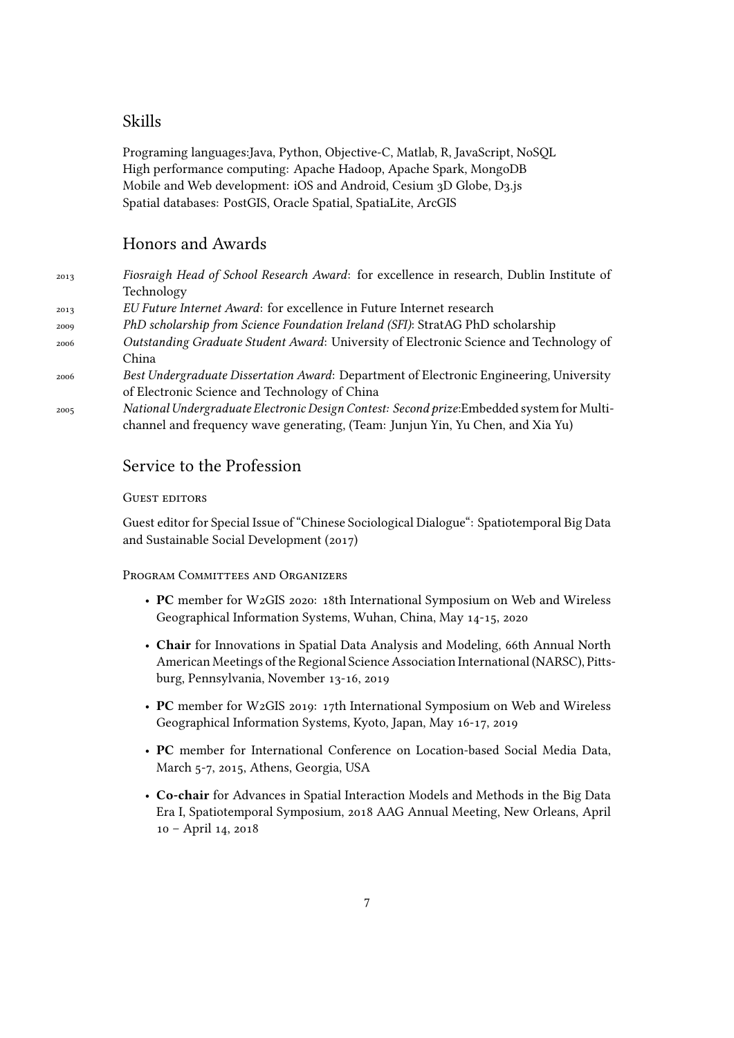## Skills

Programing languages:Java, Python, Objective-C, Matlab, R, JavaScript, NoSQL
High performance computing: Apache Hadoop, Apache Spark, MongoDB
Mobile and Web development: iOS and Android, Cesium 3D Globe, D3.js
Spatial databases: PostGIS, Oracle Spatial, SpatiaLite, ArcGIS

## Honors and Awards

2013 *Fiosraigh Head of School Research Award*: for excellence in research, Dublin Institute of Technology

2013 *EU Future Internet Award*: for excellence in Future Internet research

2009 *PhD scholarship from Science Foundation Ireland (SFI)*: StratAG PhD scholarship

2006 *Outstanding Graduate Student Award*: University of Electronic Science and Technology of China

2006 *Best Undergraduate Dissertation Award*: Department of Electronic Engineering, University of Electronic Science and Technology of China

2005 *National Undergraduate Electronic Design Contest: Second prize*:Embedded system for Multi-channel and frequency wave generating, (Team: Junjun Yin, Yu Chen, and Xia Yu)

## Service to the Profession

Guest editors

Guest editor for Special Issue of "Chinese Sociological Dialogue": Spatiotemporal Big Data and Sustainable Social Development (2017)

Program Committees and Organizers

- **PC** member for W2GIS 2020: 18th International Symposium on Web and Wireless Geographical Information Systems, Wuhan, China, May 14-15, 2020
- **Chair** for Innovations in Spatial Data Analysis and Modeling, 66th Annual North American Meetings of the Regional Science Association International (NARSC), Pittsburg, Pennsylvania, November 13-16, 2019
- **PC** member for W2GIS 2019: 17th International Symposium on Web and Wireless Geographical Information Systems, Kyoto, Japan, May 16-17, 2019
- **PC** member for International Conference on Location-based Social Media Data, March 5-7, 2015, Athens, Georgia, USA
- **Co-chair** for Advances in Spatial Interaction Models and Methods in the Big Data Era I, Spatiotemporal Symposium, 2018 AAG Annual Meeting, New Orleans, April 10 – April 14, 2018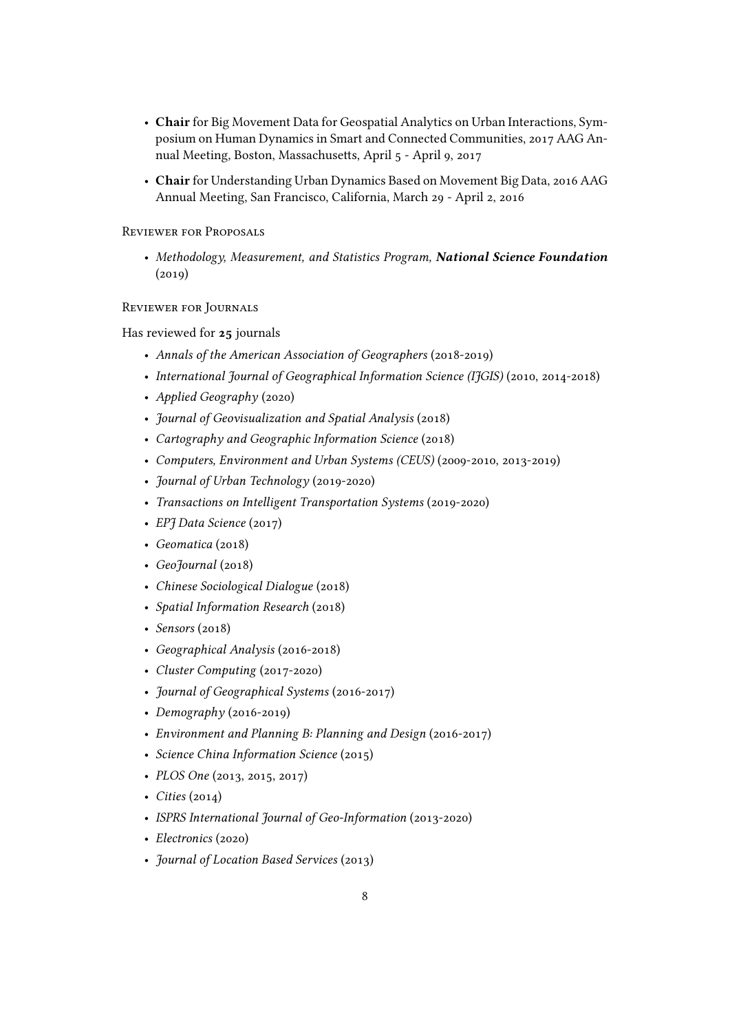- **Chair** for Big Movement Data for Geospatial Analytics on Urban Interactions, Symposium on Human Dynamics in Smart and Connected Communities, 2017 AAG Annual Meeting, Boston, Massachusetts, April 5 - April 9, 2017
- **Chair** for Understanding Urban Dynamics Based on Movement Big Data, 2016 AAG Annual Meeting, San Francisco, California, March 29 - April 2, 2016

Reviewer for Proposals

- *Methodology, Measurement, and Statistics Program, **National Science Foundation*** (2019)

Reviewer for Journals

Has reviewed for **25** journals

- *Annals of the American Association of Geographers* (2018-2019)
- *International Journal of Geographical Information Science (IJGIS)* (2010, 2014-2018)
- *Applied Geography* (2020)
- *Journal of Geovisualization and Spatial Analysis* (2018)
- *Cartography and Geographic Information Science* (2018)
- *Computers, Environment and Urban Systems (CEUS)* (2009-2010, 2013-2019)
- *Journal of Urban Technology* (2019-2020)
- *Transactions on Intelligent Transportation Systems* (2019-2020)
- *EPJ Data Science* (2017)
- *Geomatica* (2018)
- *GeoJournal* (2018)
- *Chinese Sociological Dialogue* (2018)
- *Spatial Information Research* (2018)
- *Sensors* (2018)
- *Geographical Analysis* (2016-2018)
- *Cluster Computing* (2017-2020)
- *Journal of Geographical Systems* (2016-2017)
- *Demography* (2016-2019)
- *Environment and Planning B: Planning and Design* (2016-2017)
- *Science China Information Science* (2015)
- *PLOS One* (2013, 2015, 2017)
- *Cities* (2014)
- *ISPRS International Journal of Geo-Information* (2013-2020)
- *Electronics* (2020)
- *Journal of Location Based Services* (2013)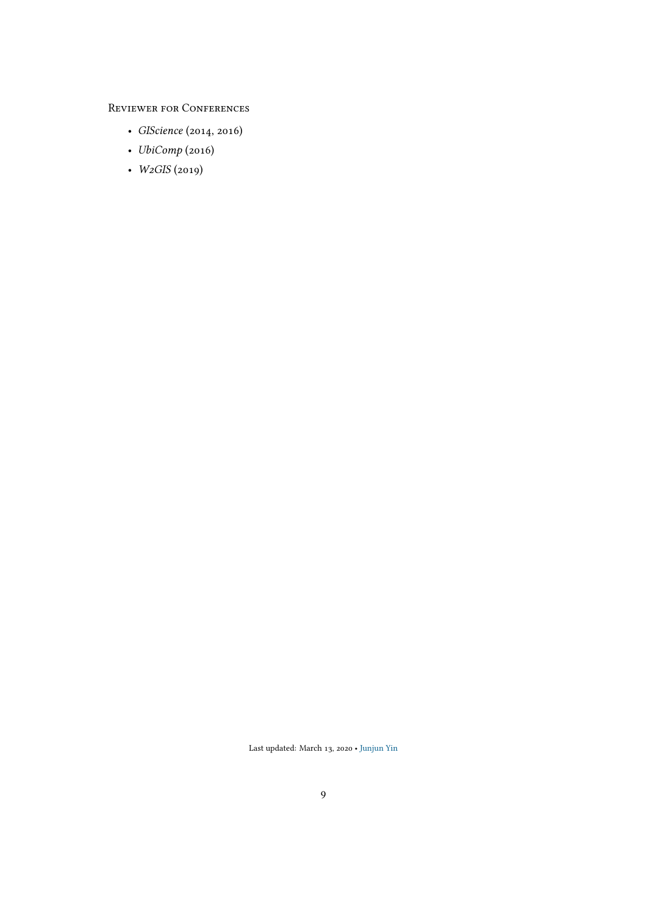### Reviewer for Conferences

- *GIScience* (2014, 2016)
- *UbiComp* (2016)
- *W2GIS* (2019)

Last updated: March 13, 2020 • Junjun Yin